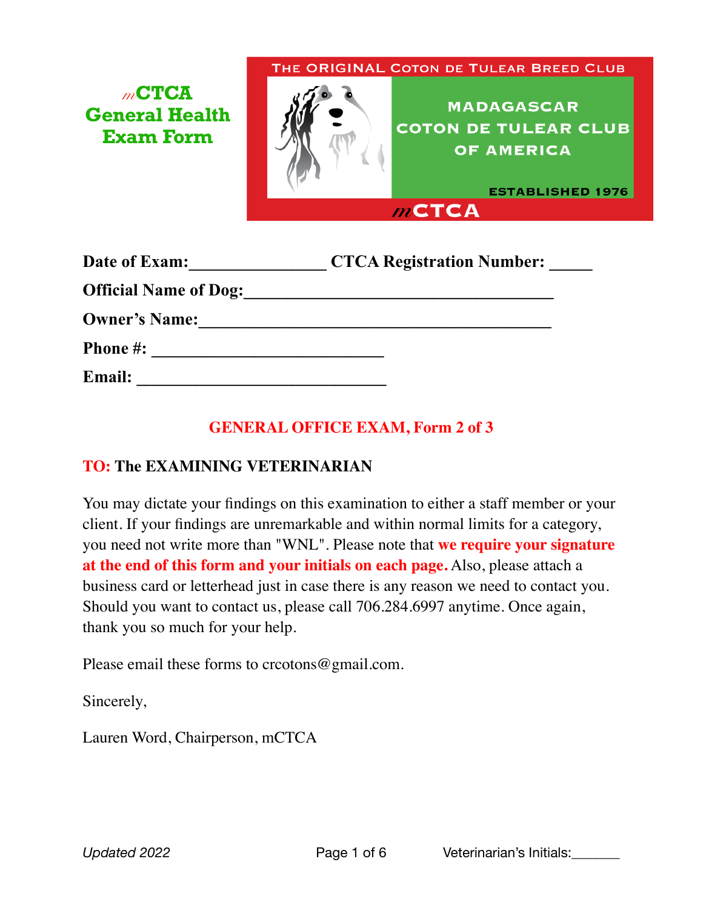# *m*CTCA General Health Exam Form

THE ORIGINAL COTON DE TULEAR BREED CLUB

MADAGASCAR COTON DE TULEAR CLUB OF AMERICA

ESTABLISHED 1976

*m*CTCA

**Date of Exam:**_______________ **CTCA Registration Number:** _____

**Official Name of Dog:**____________________________________

**Owner's Name:**__________________________________________

**Phone #:** ___________________________

**Email:** _____________________________

## GENERAL OFFICE EXAM, Form 2 of 3

**TO: The EXAMINING VETERINARIAN**

You may dictate your findings on this examination to either a staff member or your client. If your findings are unremarkable and within normal limits for a category, you need not write more than "WNL". Please note that **we require your signature at the end of this form and your initials on each page.** Also, please attach a business card or letterhead just in case there is any reason we need to contact you. Should you want to contact us, please call 706.284.6997 anytime. Once again, thank you so much for your help.

Please email these forms to crcotons@gmail.com.

Sincerely,

Lauren Word, Chairperson, mCTCA

*Updated 2022*

Veterinarian's Initials:______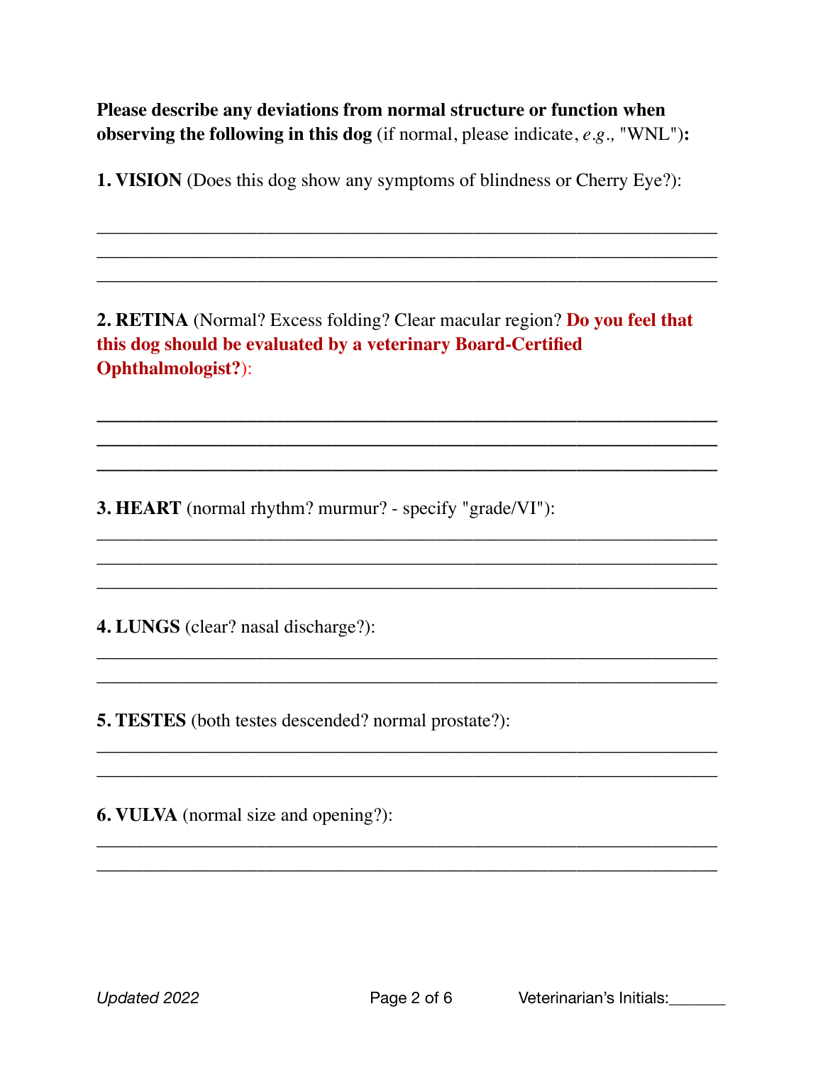**Please describe any deviations from normal structure or function when observing the following in this dog** (if normal, please indicate, *e.g.,* "WNL")**:**

**1. VISION** (Does this dog show any symptoms of blindness or Cherry Eye?):

___________________________________________________________________
___________________________________________________________________
___________________________________________________________________

**2. RETINA** (Normal? Excess folding? Clear macular region? **Do you feel that this dog should be evaluated by a veterinary Board-Certified Ophthalmologist?**):

___________________________________________________________________
___________________________________________________________________
___________________________________________________________________

**3. HEART** (normal rhythm? murmur? - specify "grade/VI"):

___________________________________________________________________
___________________________________________________________________
___________________________________________________________________

**4. LUNGS** (clear? nasal discharge?):

___________________________________________________________________
___________________________________________________________________

**5. TESTES** (both testes descended? normal prostate?):

___________________________________________________________________
___________________________________________________________________

**6. VULVA** (normal size and opening?):

___________________________________________________________________
___________________________________________________________________

*Updated 2022*

Veterinarian's Initials:______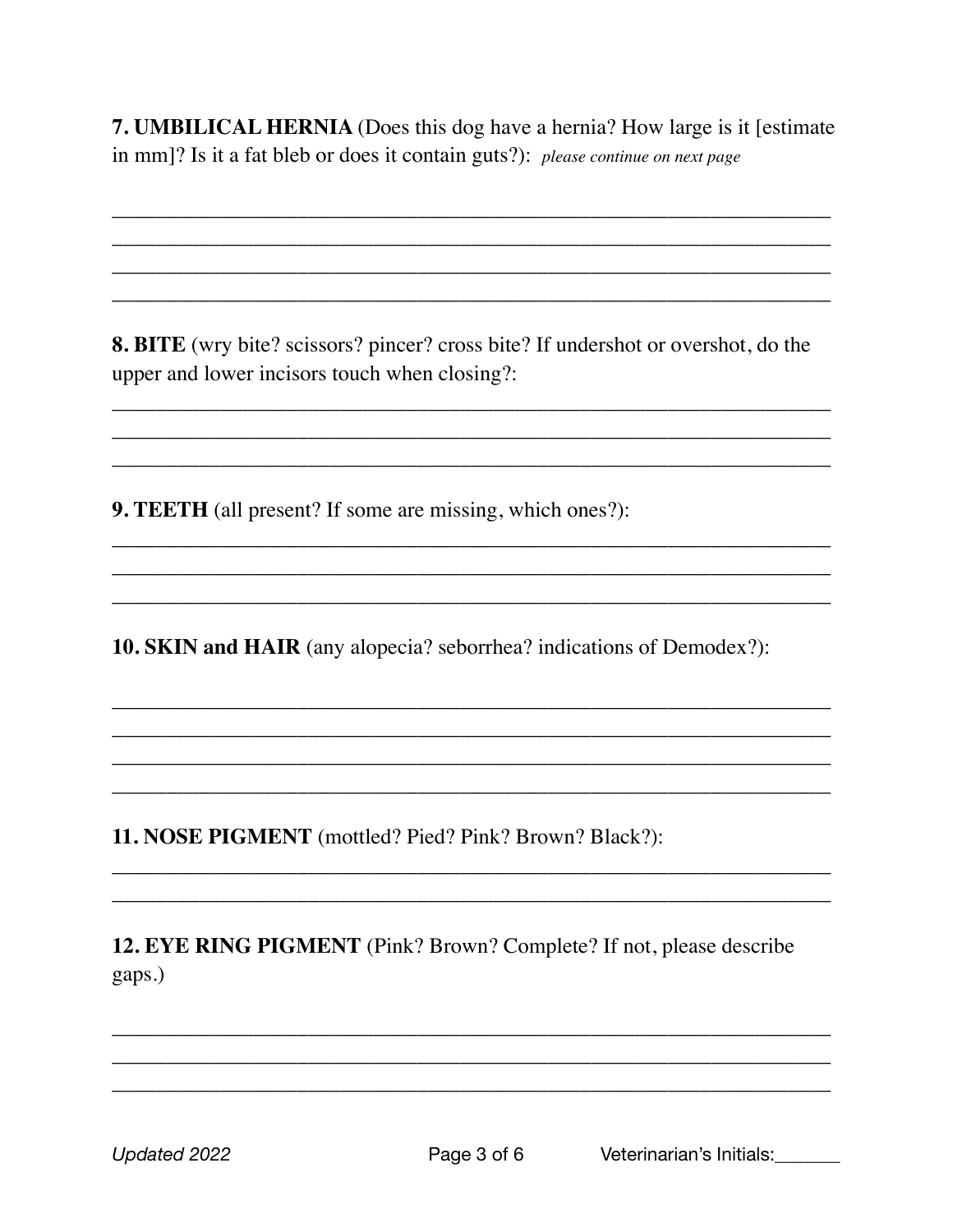**7. UMBILICAL HERNIA** (Does this dog have a hernia? How large is it [estimate in mm]? Is it a fat bleb or does it contain guts?): *please continue on next page*

\_\_\_\_\_\_\_\_\_\_\_\_\_\_\_\_\_\_\_\_\_\_\_\_\_\_\_\_\_\_\_\_\_\_\_\_\_\_\_\_\_\_\_\_\_\_\_\_\_\_\_\_\_\_\_\_\_\_\_\_\_\_\_\_

\_\_\_\_\_\_\_\_\_\_\_\_\_\_\_\_\_\_\_\_\_\_\_\_\_\_\_\_\_\_\_\_\_\_\_\_\_\_\_\_\_\_\_\_\_\_\_\_\_\_\_\_\_\_\_\_\_\_\_\_\_\_\_\_

\_\_\_\_\_\_\_\_\_\_\_\_\_\_\_\_\_\_\_\_\_\_\_\_\_\_\_\_\_\_\_\_\_\_\_\_\_\_\_\_\_\_\_\_\_\_\_\_\_\_\_\_\_\_\_\_\_\_\_\_\_\_\_\_

\_\_\_\_\_\_\_\_\_\_\_\_\_\_\_\_\_\_\_\_\_\_\_\_\_\_\_\_\_\_\_\_\_\_\_\_\_\_\_\_\_\_\_\_\_\_\_\_\_\_\_\_\_\_\_\_\_\_\_\_\_\_\_\_

**8. BITE** (wry bite? scissors? pincer? cross bite? If undershot or overshot, do the upper and lower incisors touch when closing?:

\_\_\_\_\_\_\_\_\_\_\_\_\_\_\_\_\_\_\_\_\_\_\_\_\_\_\_\_\_\_\_\_\_\_\_\_\_\_\_\_\_\_\_\_\_\_\_\_\_\_\_\_\_\_\_\_\_\_\_\_\_\_\_\_

\_\_\_\_\_\_\_\_\_\_\_\_\_\_\_\_\_\_\_\_\_\_\_\_\_\_\_\_\_\_\_\_\_\_\_\_\_\_\_\_\_\_\_\_\_\_\_\_\_\_\_\_\_\_\_\_\_\_\_\_\_\_\_\_

\_\_\_\_\_\_\_\_\_\_\_\_\_\_\_\_\_\_\_\_\_\_\_\_\_\_\_\_\_\_\_\_\_\_\_\_\_\_\_\_\_\_\_\_\_\_\_\_\_\_\_\_\_\_\_\_\_\_\_\_\_\_\_\_

**9. TEETH** (all present? If some are missing, which ones?):

\_\_\_\_\_\_\_\_\_\_\_\_\_\_\_\_\_\_\_\_\_\_\_\_\_\_\_\_\_\_\_\_\_\_\_\_\_\_\_\_\_\_\_\_\_\_\_\_\_\_\_\_\_\_\_\_\_\_\_\_\_\_\_\_

\_\_\_\_\_\_\_\_\_\_\_\_\_\_\_\_\_\_\_\_\_\_\_\_\_\_\_\_\_\_\_\_\_\_\_\_\_\_\_\_\_\_\_\_\_\_\_\_\_\_\_\_\_\_\_\_\_\_\_\_\_\_\_\_

\_\_\_\_\_\_\_\_\_\_\_\_\_\_\_\_\_\_\_\_\_\_\_\_\_\_\_\_\_\_\_\_\_\_\_\_\_\_\_\_\_\_\_\_\_\_\_\_\_\_\_\_\_\_\_\_\_\_\_\_\_\_\_\_

**10. SKIN and HAIR** (any alopecia? seborrhea? indications of Demodex?):

\_\_\_\_\_\_\_\_\_\_\_\_\_\_\_\_\_\_\_\_\_\_\_\_\_\_\_\_\_\_\_\_\_\_\_\_\_\_\_\_\_\_\_\_\_\_\_\_\_\_\_\_\_\_\_\_\_\_\_\_\_\_\_\_

\_\_\_\_\_\_\_\_\_\_\_\_\_\_\_\_\_\_\_\_\_\_\_\_\_\_\_\_\_\_\_\_\_\_\_\_\_\_\_\_\_\_\_\_\_\_\_\_\_\_\_\_\_\_\_\_\_\_\_\_\_\_\_\_

\_\_\_\_\_\_\_\_\_\_\_\_\_\_\_\_\_\_\_\_\_\_\_\_\_\_\_\_\_\_\_\_\_\_\_\_\_\_\_\_\_\_\_\_\_\_\_\_\_\_\_\_\_\_\_\_\_\_\_\_\_\_\_\_

\_\_\_\_\_\_\_\_\_\_\_\_\_\_\_\_\_\_\_\_\_\_\_\_\_\_\_\_\_\_\_\_\_\_\_\_\_\_\_\_\_\_\_\_\_\_\_\_\_\_\_\_\_\_\_\_\_\_\_\_\_\_\_\_

**11. NOSE PIGMENT** (mottled? Pied? Pink? Brown? Black?):

\_\_\_\_\_\_\_\_\_\_\_\_\_\_\_\_\_\_\_\_\_\_\_\_\_\_\_\_\_\_\_\_\_\_\_\_\_\_\_\_\_\_\_\_\_\_\_\_\_\_\_\_\_\_\_\_\_\_\_\_\_\_\_\_

\_\_\_\_\_\_\_\_\_\_\_\_\_\_\_\_\_\_\_\_\_\_\_\_\_\_\_\_\_\_\_\_\_\_\_\_\_\_\_\_\_\_\_\_\_\_\_\_\_\_\_\_\_\_\_\_\_\_\_\_\_\_\_\_

**12. EYE RING PIGMENT** (Pink? Brown? Complete? If not, please describe gaps.)

\_\_\_\_\_\_\_\_\_\_\_\_\_\_\_\_\_\_\_\_\_\_\_\_\_\_\_\_\_\_\_\_\_\_\_\_\_\_\_\_\_\_\_\_\_\_\_\_\_\_\_\_\_\_\_\_\_\_\_\_\_\_\_\_

\_\_\_\_\_\_\_\_\_\_\_\_\_\_\_\_\_\_\_\_\_\_\_\_\_\_\_\_\_\_\_\_\_\_\_\_\_\_\_\_\_\_\_\_\_\_\_\_\_\_\_\_\_\_\_\_\_\_\_\_\_\_\_\_

\_\_\_\_\_\_\_\_\_\_\_\_\_\_\_\_\_\_\_\_\_\_\_\_\_\_\_\_\_\_\_\_\_\_\_\_\_\_\_\_\_\_\_\_\_\_\_\_\_\_\_\_\_\_\_\_\_\_\_\_\_\_\_\_

Veterinarian's Initials:\_\_\_\_\_\_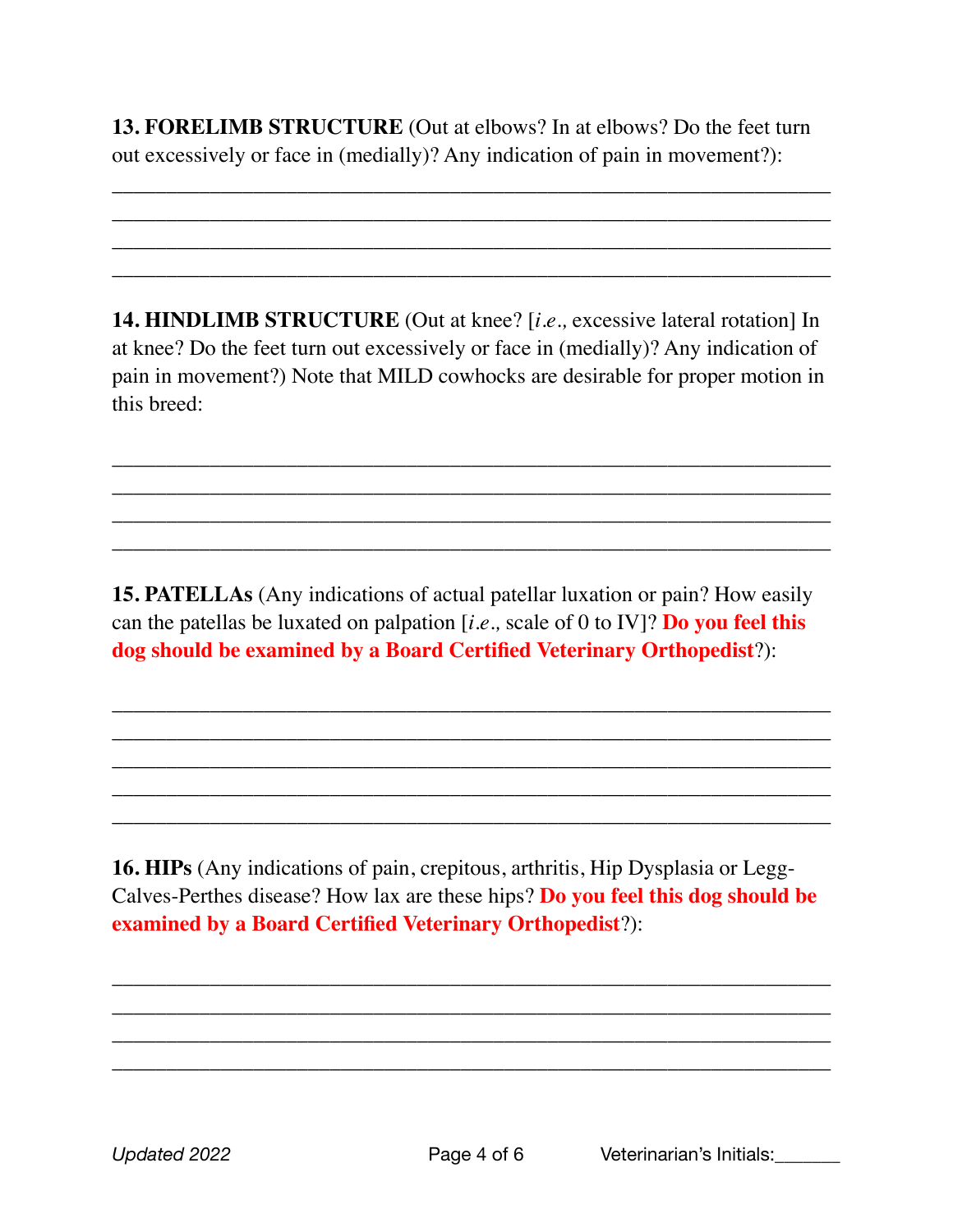**13. FORELIMB STRUCTURE** (Out at elbows? In at elbows? Do the feet turn out excessively or face in (medially)? Any indication of pain in movement?):

______________________________________________________________________
______________________________________________________________________
______________________________________________________________________
______________________________________________________________________

**14. HINDLIMB STRUCTURE** (Out at knee? [*i.e.,* excessive lateral rotation] In at knee? Do the feet turn out excessively or face in (medially)? Any indication of pain in movement?) Note that MILD cowhocks are desirable for proper motion in this breed:

______________________________________________________________________
______________________________________________________________________
______________________________________________________________________
______________________________________________________________________

**15. PATELLAs** (Any indications of actual patellar luxation or pain? How easily can the patellas be luxated on palpation [*i.e.,* scale of 0 to IV]? **Do you feel this dog should be examined by a Board Certified Veterinary Orthopedist**?):

______________________________________________________________________
______________________________________________________________________
______________________________________________________________________
______________________________________________________________________
______________________________________________________________________

**16. HIPs** (Any indications of pain, crepitous, arthritis, Hip Dysplasia or Legg-Calves-Perthes disease? How lax are these hips? **Do you feel this dog should be examined by a Board Certified Veterinary Orthopedist**?):

______________________________________________________________________
______________________________________________________________________
______________________________________________________________________
______________________________________________________________________

*Updated 2022*

Veterinarian's Initials:______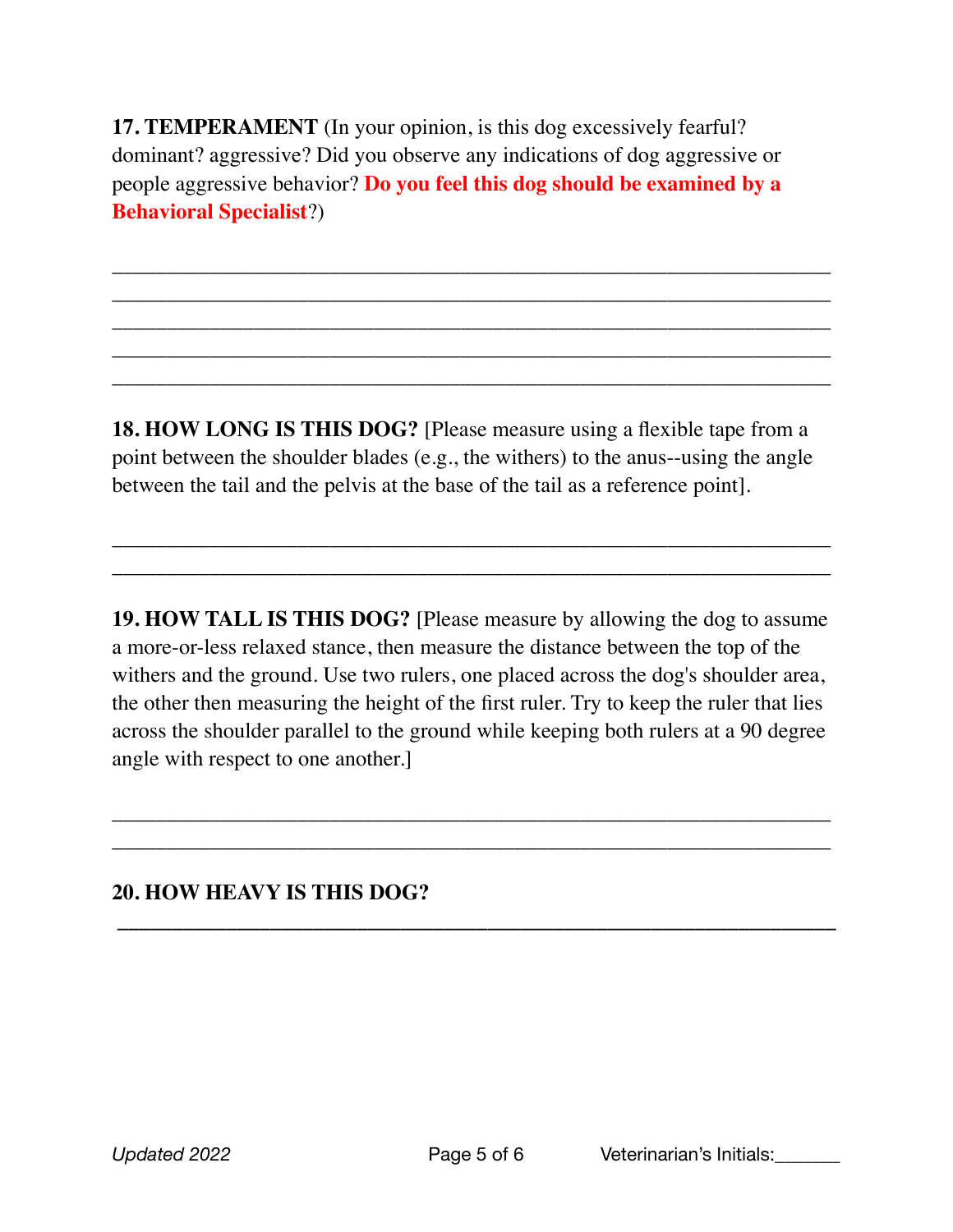**17. TEMPERAMENT** (In your opinion, is this dog excessively fearful? dominant? aggressive? Did you observe any indications of dog aggressive or people aggressive behavior? **Do you feel this dog should be examined by a Behavioral Specialist**?)

_______________________________________________________________
_______________________________________________________________
_______________________________________________________________
_______________________________________________________________
_______________________________________________________________

**18. HOW LONG IS THIS DOG?** [Please measure using a flexible tape from a point between the shoulder blades (e.g., the withers) to the anus--using the angle between the tail and the pelvis at the base of the tail as a reference point].

_______________________________________________________________
_______________________________________________________________

**19. HOW TALL IS THIS DOG?** [Please measure by allowing the dog to assume a more-or-less relaxed stance, then measure the distance between the top of the withers and the ground. Use two rulers, one placed across the dog's shoulder area, the other then measuring the height of the first ruler. Try to keep the ruler that lies across the shoulder parallel to the ground while keeping both rulers at a 90 degree angle with respect to one another.]

_______________________________________________________________
_______________________________________________________________

**20. HOW HEAVY IS THIS DOG?**

_______________________________________________________________

*Updated 2022*

Veterinarian's Initials:______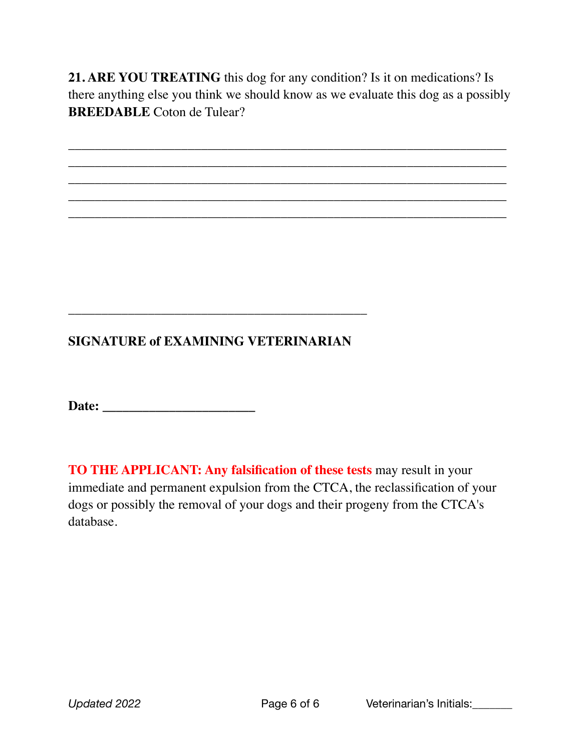**21. ARE YOU TREATING** this dog for any condition? Is it on medications? Is there anything else you think we should know as we evaluate this dog as a possibly **BREEDABLE** Coton de Tulear?

\_\_\_\_\_\_\_\_\_\_\_\_\_\_\_\_\_\_\_\_\_\_\_\_\_\_\_\_\_\_\_\_\_\_\_\_\_\_\_\_\_\_\_\_\_\_\_\_\_\_\_\_\_\_\_\_\_\_\_\_\_\_\_\_\_\_
\_\_\_\_\_\_\_\_\_\_\_\_\_\_\_\_\_\_\_\_\_\_\_\_\_\_\_\_\_\_\_\_\_\_\_\_\_\_\_\_\_\_\_\_\_\_\_\_\_\_\_\_\_\_\_\_\_\_\_\_\_\_\_\_\_\_
\_\_\_\_\_\_\_\_\_\_\_\_\_\_\_\_\_\_\_\_\_\_\_\_\_\_\_\_\_\_\_\_\_\_\_\_\_\_\_\_\_\_\_\_\_\_\_\_\_\_\_\_\_\_\_\_\_\_\_\_\_\_\_\_\_\_
\_\_\_\_\_\_\_\_\_\_\_\_\_\_\_\_\_\_\_\_\_\_\_\_\_\_\_\_\_\_\_\_\_\_\_\_\_\_\_\_\_\_\_\_\_\_\_\_\_\_\_\_\_\_\_\_\_\_\_\_\_\_\_\_\_\_
\_\_\_\_\_\_\_\_\_\_\_\_\_\_\_\_\_\_\_\_\_\_\_\_\_\_\_\_\_\_\_\_\_\_\_\_\_\_\_\_\_\_\_\_\_\_\_\_\_\_\_\_\_\_\_\_\_\_\_\_\_\_\_\_\_\_

\_\_\_\_\_\_\_\_\_\_\_\_\_\_\_\_\_\_\_\_\_\_\_\_\_\_\_\_\_\_\_\_\_\_\_\_\_\_\_\_\_\_\_\_\_\_

**SIGNATURE of EXAMINING VETERINARIAN**

**Date:** \_\_\_\_\_\_\_\_\_\_\_\_\_\_\_\_\_\_\_\_\_\_\_

**TO THE APPLICANT: Any falsification of these tests** may result in your immediate and permanent expulsion from the CTCA, the reclassification of your dogs or possibly the removal of your dogs and their progeny from the CTCA's database.

*Updated 2022*

Veterinarian's Initials:\_\_\_\_\_\_